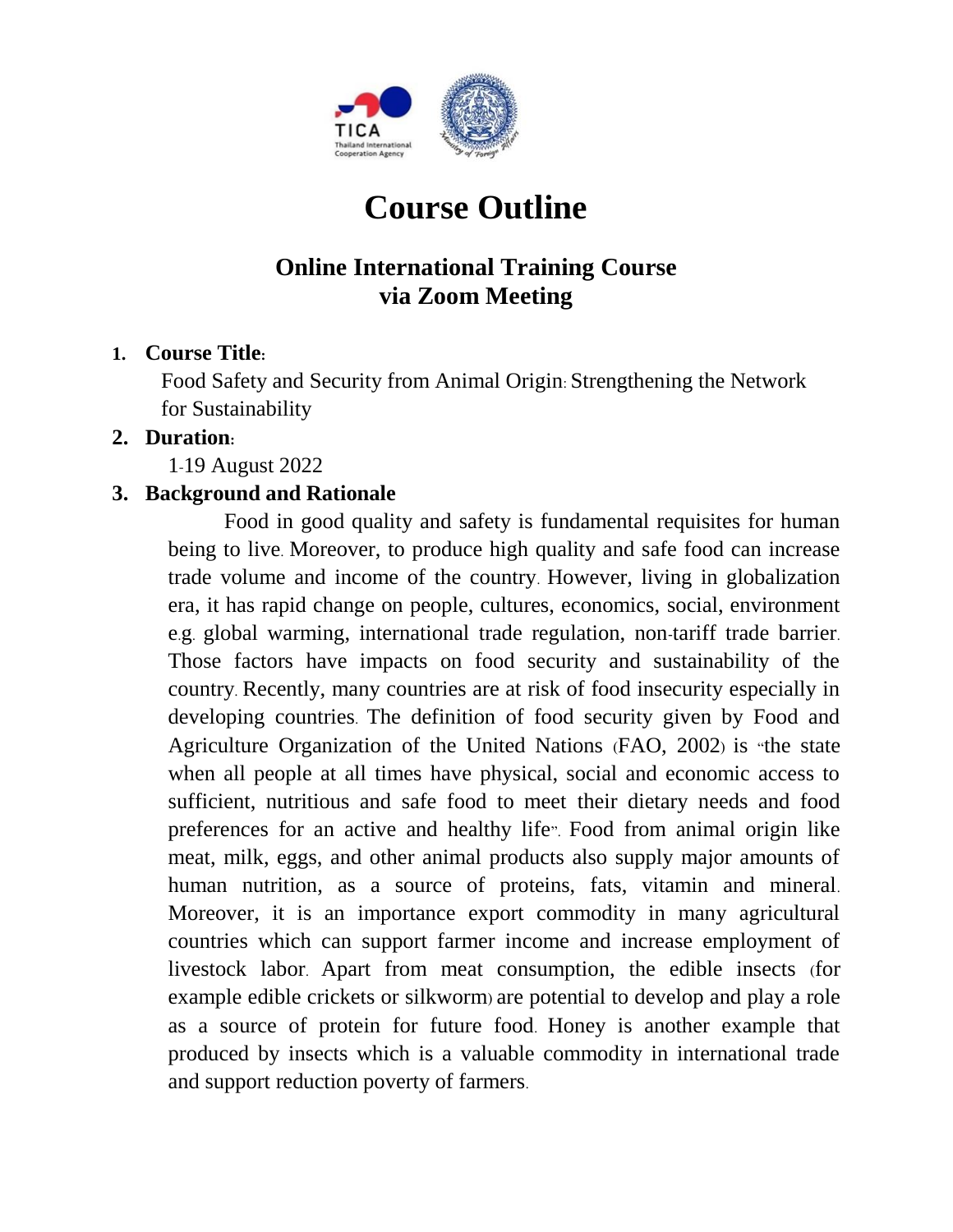# Course Outline

## Online International Training Course via Zoom Meeting

1. **Course Title:**

   Food Safety and Security from Animal Origin: Strengthening the Network for Sustainability

2. **Duration:**

   1-19 August 2022

3. **Background and Rationale**

   Food in good quality and safety is fundamental requisites for human being to live. Moreover, to produce high quality and safe food can increase trade volume and income of the country. However, living in globalization era, it has rapid change on people, cultures, economics, social, environment e.g. global warming, international trade regulation, non-tariff trade barrier. Those factors have impacts on food security and sustainability of the country. Recently, many countries are at risk of food insecurity especially in developing countries. The definition of food security given by Food and Agriculture Organization of the United Nations (FAO, 2002) is "the state when all people at all times have physical, social and economic access to sufficient, nutritious and safe food to meet their dietary needs and food preferences for an active and healthy life". Food from animal origin like meat, milk, eggs, and other animal products also supply major amounts of human nutrition, as a source of proteins, fats, vitamin and mineral. Moreover, it is an importance export commodity in many agricultural countries which can support farmer income and increase employment of livestock labor. Apart from meat consumption, the edible insects (for example edible crickets or silkworm) are potential to develop and play a role as a source of protein for future food. Honey is another example that produced by insects which is a valuable commodity in international trade and support reduction poverty of farmers.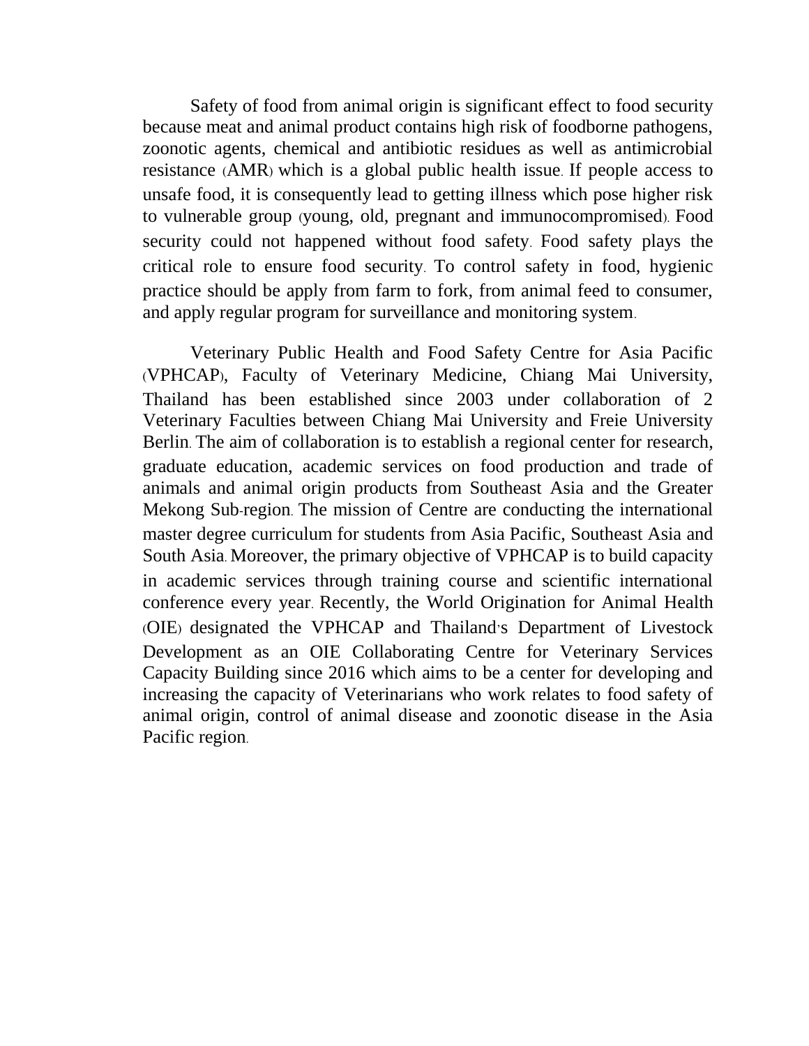Safety of food from animal origin is significant effect to food security because meat and animal product contains high risk of foodborne pathogens, zoonotic agents, chemical and antibiotic residues as well as antimicrobial resistance (AMR) which is a global public health issue. If people access to unsafe food, it is consequently lead to getting illness which pose higher risk to vulnerable group (young, old, pregnant and immunocompromised). Food security could not happened without food safety. Food safety plays the critical role to ensure food security. To control safety in food, hygienic practice should be apply from farm to fork, from animal feed to consumer, and apply regular program for surveillance and monitoring system.

Veterinary Public Health and Food Safety Centre for Asia Pacific (VPHCAP), Faculty of Veterinary Medicine, Chiang Mai University, Thailand has been established since 2003 under collaboration of 2 Veterinary Faculties between Chiang Mai University and Freie University Berlin. The aim of collaboration is to establish a regional center for research, graduate education, academic services on food production and trade of animals and animal origin products from Southeast Asia and the Greater Mekong Sub-region. The mission of Centre are conducting the international master degree curriculum for students from Asia Pacific, Southeast Asia and South Asia. Moreover, the primary objective of VPHCAP is to build capacity in academic services through training course and scientific international conference every year. Recently, the World Origination for Animal Health (OIE) designated the VPHCAP and Thailand's Department of Livestock Development as an OIE Collaborating Centre for Veterinary Services Capacity Building since 2016 which aims to be a center for developing and increasing the capacity of Veterinarians who work relates to food safety of animal origin, control of animal disease and zoonotic disease in the Asia Pacific region.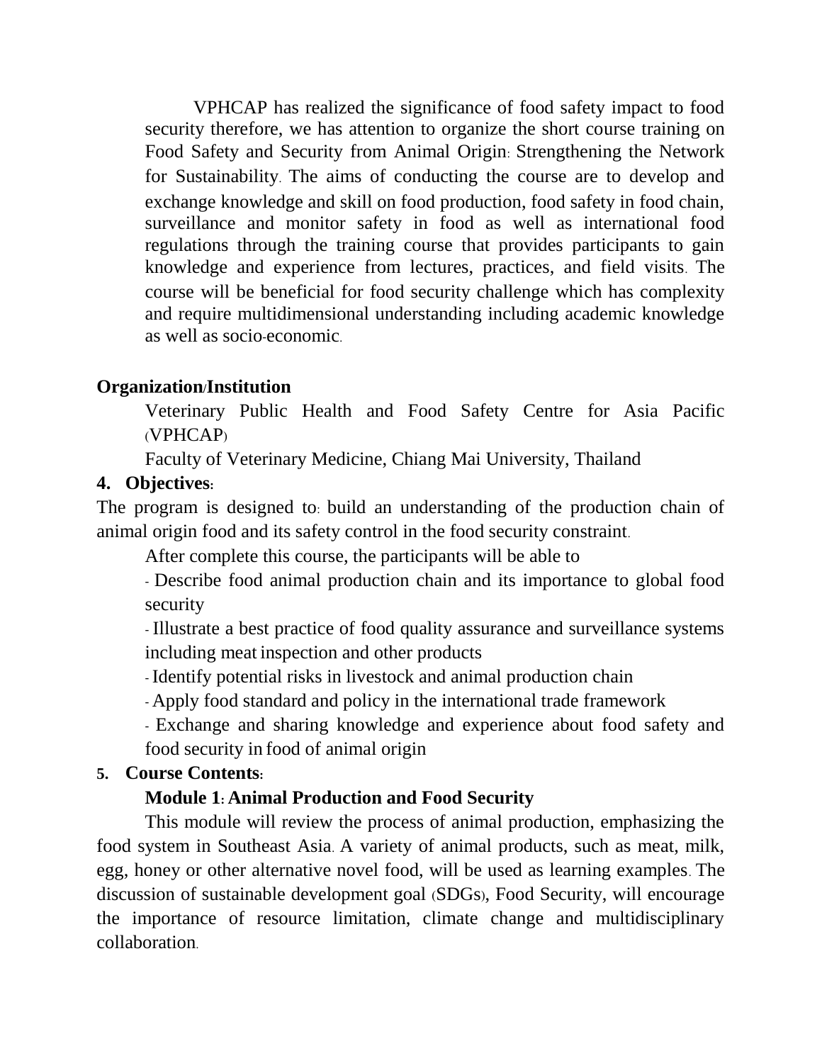VPHCAP has realized the significance of food safety impact to food security therefore, we has attention to organize the short course training on Food Safety and Security from Animal Origin: Strengthening the Network for Sustainability. The aims of conducting the course are to develop and exchange knowledge and skill on food production, food safety in food chain, surveillance and monitor safety in food as well as international food regulations through the training course that provides participants to gain knowledge and experience from lectures, practices, and field visits. The course will be beneficial for food security challenge which has complexity and require multidimensional understanding including academic knowledge as well as socio-economic.

**Organization/Institution**

Veterinary Public Health and Food Safety Centre for Asia Pacific (VPHCAP)

Faculty of Veterinary Medicine, Chiang Mai University, Thailand

**4. Objectives:**

The program is designed to: build an understanding of the production chain of animal origin food and its safety control in the food security constraint.

After complete this course, the participants will be able to

- Describe food animal production chain and its importance to global food security
- Illustrate a best practice of food quality assurance and surveillance systems including meat inspection and other products
- Identify potential risks in livestock and animal production chain
- Apply food standard and policy in the international trade framework
- Exchange and sharing knowledge and experience about food safety and food security in food of animal origin

**5. Course Contents:**

**Module 1: Animal Production and Food Security**

This module will review the process of animal production, emphasizing the food system in Southeast Asia. A variety of animal products, such as meat, milk, egg, honey or other alternative novel food, will be used as learning examples. The discussion of sustainable development goal (SDGs), Food Security, will encourage the importance of resource limitation, climate change and multidisciplinary collaboration.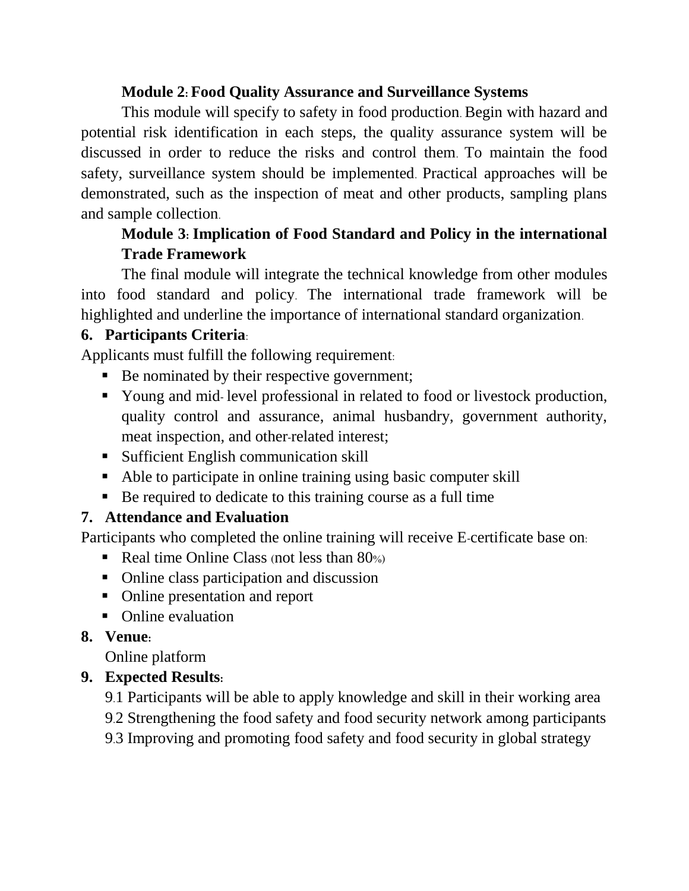**Module 2: Food Quality Assurance and Surveillance Systems**

This module will specify to safety in food production. Begin with hazard and potential risk identification in each steps, the quality assurance system will be discussed in order to reduce the risks and control them. To maintain the food safety, surveillance system should be implemented. Practical approaches will be demonstrated, such as the inspection of meat and other products, sampling plans and sample collection.

**Module 3: Implication of Food Standard and Policy in the international Trade Framework**

The final module will integrate the technical knowledge from other modules into food standard and policy. The international trade framework will be highlighted and underline the importance of international standard organization.

## 6. Participants Criteria:

Applicants must fulfill the following requirement:

- Be nominated by their respective government;
- Young and mid- level professional in related to food or livestock production, quality control and assurance, animal husbandry, government authority, meat inspection, and other-related interest;
- Sufficient English communication skill
- Able to participate in online training using basic computer skill
- Be required to dedicate to this training course as a full time

## 7. Attendance and Evaluation

Participants who completed the online training will receive E-certificate base on:

- Real time Online Class (not less than 80%)
- Online class participation and discussion
- Online presentation and report
- Online evaluation

## 8. Venue:

Online platform

## 9. Expected Results:

9.1 Participants will be able to apply knowledge and skill in their working area

9.2 Strengthening the food safety and food security network among participants

9.3 Improving and promoting food safety and food security in global strategy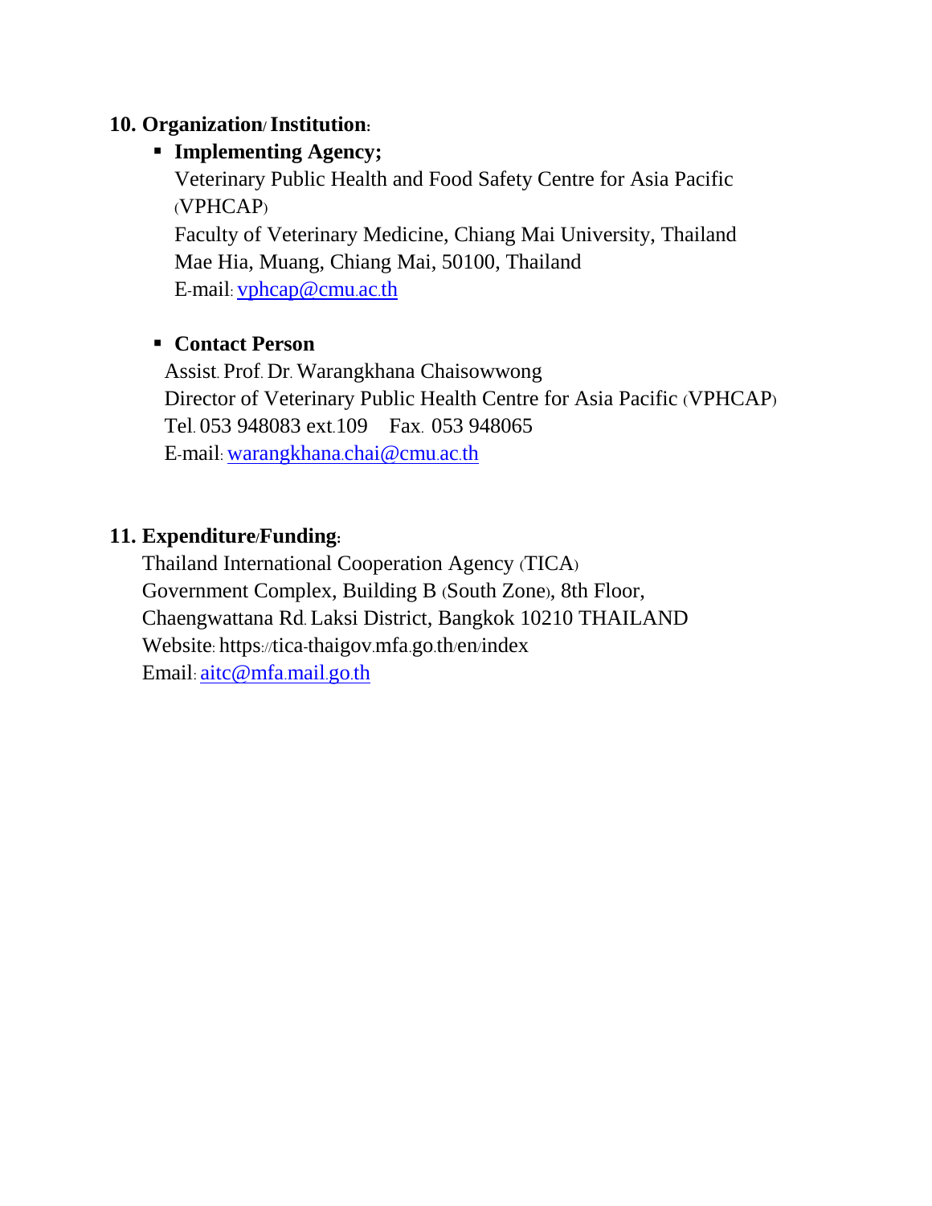## 10. Organization/ Institution:

- **Implementing Agency;**
  Veterinary Public Health and Food Safety Centre for Asia Pacific (VPHCAP)
  Faculty of Veterinary Medicine, Chiang Mai University, Thailand
  Mae Hia, Muang, Chiang Mai, 50100, Thailand
  E-mail: vphcap@cmu.ac.th

- **Contact Person**
  Assist. Prof. Dr. Warangkhana Chaisowwong
  Director of Veterinary Public Health Centre for Asia Pacific (VPHCAP)
  Tel. 053 948083 ext.109 Fax. 053 948065
  E-mail: warangkhana.chai@cmu.ac.th

## 11. Expenditure/Funding:

Thailand International Cooperation Agency (TICA)
Government Complex, Building B (South Zone), 8th Floor,
Chaengwattana Rd. Laksi District, Bangkok 10210 THAILAND
Website: https://tica-thaigov.mfa.go.th/en/index
Email: aitc@mfa.mail.go.th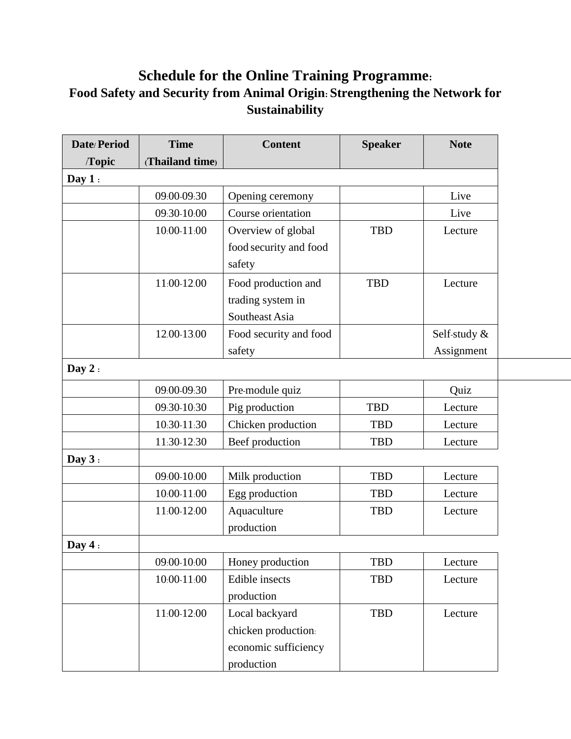# Schedule for the Online Training Programme:

## Food Safety and Security from Animal Origin: Strengthening the Network for Sustainability

| Date/ Period /Topic | Time (Thailand time) | Content | Speaker | Note |
|---|---|---|---|---|
| **Day 1 :** | | | | |
| | 09:00-09:30 | Opening ceremony | | Live |
| | 09:30-10:00 | Course orientation | | Live |
| | 10:00-11:00 | Overview of global food security and food safety | TBD | Lecture |
| | 11:00-12.00 | Food production and trading system in Southeast Asia | TBD | Lecture |
| | 12.00-13.00 | Food security and food safety | | Self-study & Assignment |
| **Day 2 :** | | | | |
| | 09:00-09:30 | Pre-module quiz | | Quiz |
| | 09:30-10:30 | Pig production | TBD | Lecture |
| | 10:30-11:30 | Chicken production | TBD | Lecture |
| | 11:30-12:30 | Beef production | TBD | Lecture |
| **Day 3 :** | | | | |
| | 09:00-10:00 | Milk production | TBD | Lecture |
| | 10:00-11:00 | Egg production | TBD | Lecture |
| | 11:00-12:00 | Aquaculture production | TBD | Lecture |
| **Day 4 :** | | | | |
| | 09:00-10:00 | Honey production | TBD | Lecture |
| | 10:00-11:00 | Edible insects production | TBD | Lecture |
| | 11:00-12:00 | Local backyard chicken production: economic sufficiency production | TBD | Lecture |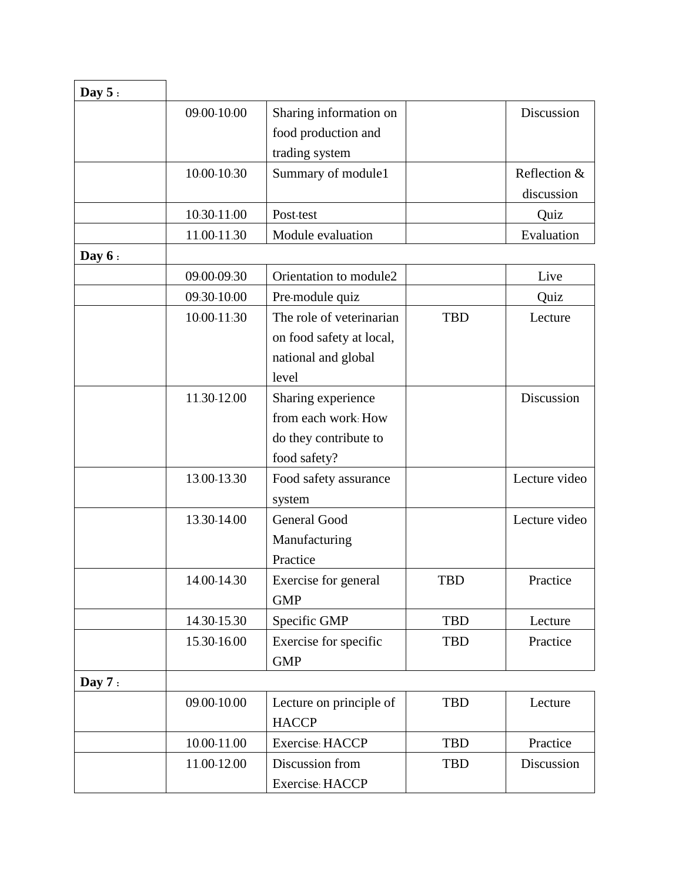| | | | | |
|---|---|---|---|---|
| **Day 5 :** | | | | |
| | 09:00-10:00 | Sharing information on food production and trading system | | Discussion |
| | 10:00-10:30 | Summary of module1 | | Reflection & discussion |
| | 10:30-11:00 | Post-test | | Quiz |
| | 11.00-11.30 | Module evaluation | | Evaluation |
| **Day 6 :** | | | | |
| | 09:00-09:30 | Orientation to module2 | | Live |
| | 09:30-10:00 | Pre-module quiz | | Quiz |
| | 10:00-11:30 | The role of veterinarian on food safety at local, national and global level | TBD | Lecture |
| | 11.30-12.00 | Sharing experience from each work: How do they contribute to food safety? | | Discussion |
| | 13.00-13.30 | Food safety assurance system | | Lecture video |
| | 13.30-14.00 | General Good Manufacturing Practice | | Lecture video |
| | 14.00-14.30 | Exercise for general GMP | TBD | Practice |
| | 14.30-15.30 | Specific GMP | TBD | Lecture |
| | 15.30-16.00 | Exercise for specific GMP | TBD | Practice |
| **Day 7 :** | | | | |
| | 09.00-10.00 | Lecture on principle of HACCP | TBD | Lecture |
| | 10.00-11.00 | Exercise: HACCP | TBD | Practice |
| | 11.00-12.00 | Discussion from Exercise: HACCP | TBD | Discussion |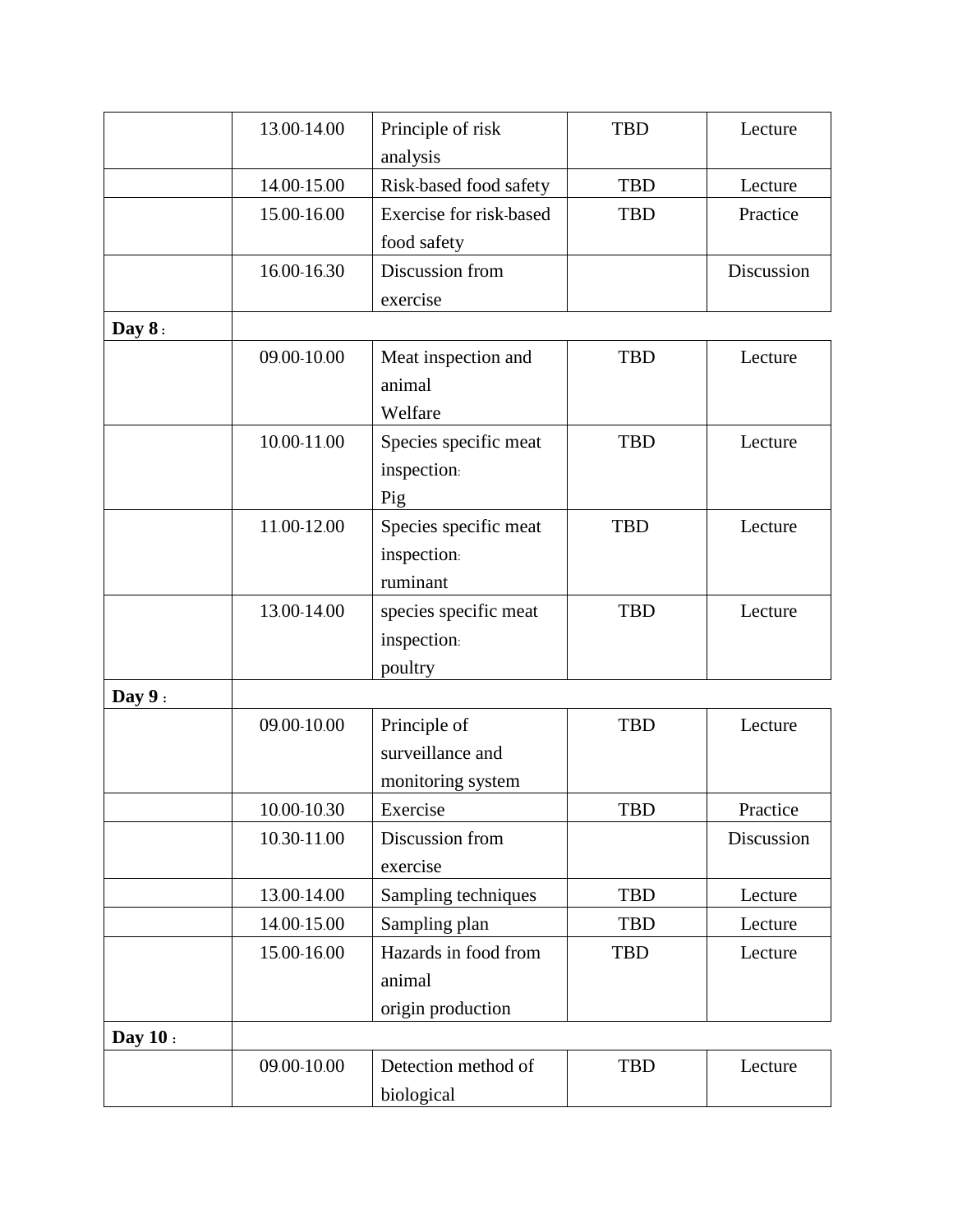| | | | | |
|---|---|---|---|---|
| | 13.00-14.00 | Principle of risk analysis | TBD | Lecture |
| | 14.00-15.00 | Risk-based food safety | TBD | Lecture |
| | 15.00-16.00 | Exercise for risk-based food safety | TBD | Practice |
| | 16.00-16.30 | Discussion from exercise | | Discussion |
| **Day 8** : | | | | |
| | 09.00-10.00 | Meat inspection and animal Welfare | TBD | Lecture |
| | 10.00-11.00 | Species specific meat inspection: Pig | TBD | Lecture |
| | 11.00-12.00 | Species specific meat inspection: ruminant | TBD | Lecture |
| | 13.00-14.00 | species specific meat inspection: poultry | TBD | Lecture |
| **Day 9** : | | | | |
| | 09.00-10.00 | Principle of surveillance and monitoring system | TBD | Lecture |
| | 10.00-10.30 | Exercise | TBD | Practice |
| | 10.30-11.00 | Discussion from exercise | | Discussion |
| | 13.00-14.00 | Sampling techniques | TBD | Lecture |
| | 14.00-15.00 | Sampling plan | TBD | Lecture |
| | 15.00-16.00 | Hazards in food from animal origin production | TBD | Lecture |
| **Day 10** : | | | | |
| | 09.00-10.00 | Detection method of biological | TBD | Lecture |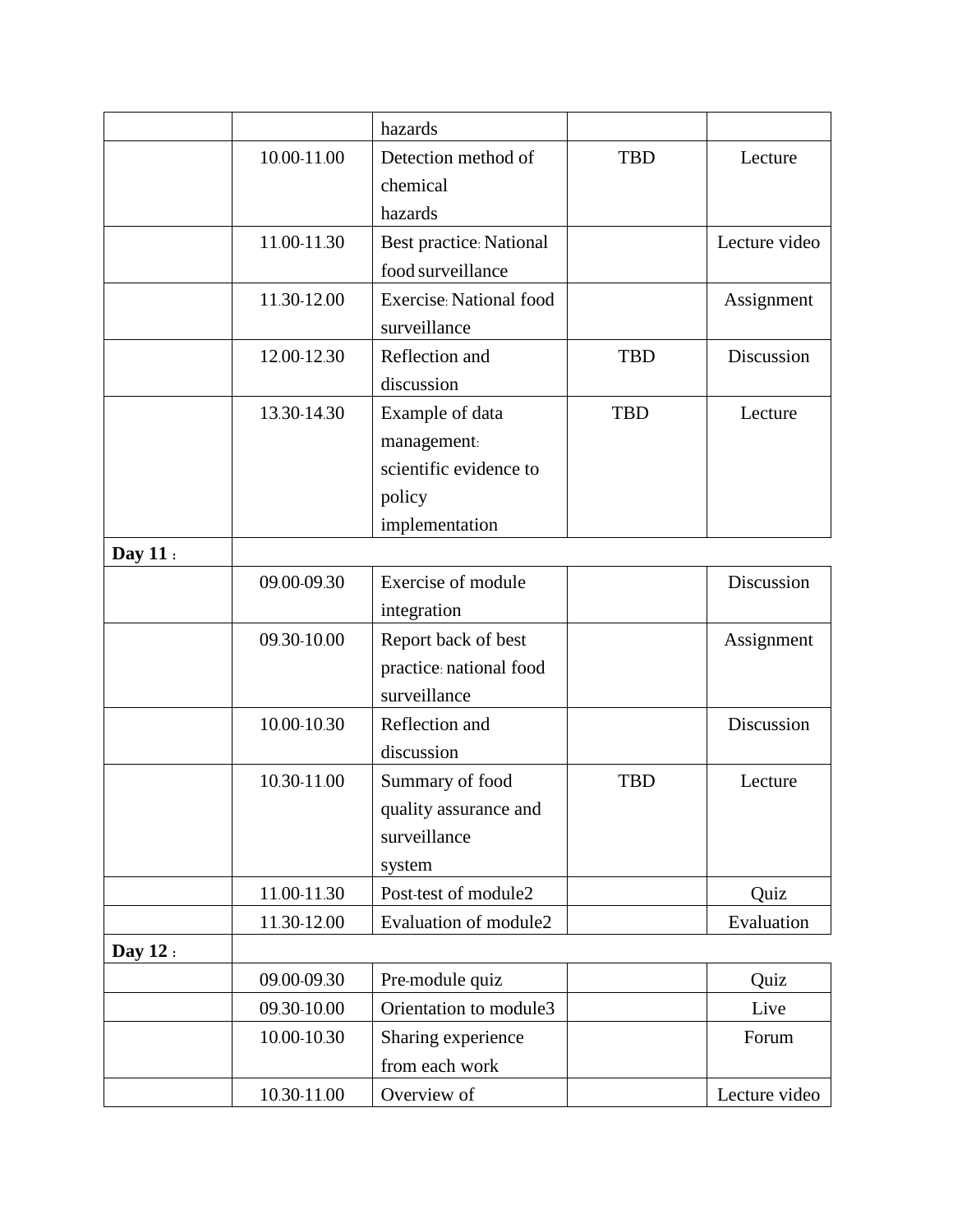| | | hazards | | |
|---|---|---|---|---|
| | 10.00-11.00 | Detection method of chemical hazards | TBD | Lecture |
| | 11.00-11.30 | Best practice: National food surveillance | | Lecture video |
| | 11.30-12.00 | Exercise: National food surveillance | | Assignment |
| | 12.00-12.30 | Reflection and discussion | TBD | Discussion |
| | 13.30-14.30 | Example of data management: scientific evidence to policy implementation | TBD | Lecture |
| **Day 11 :** | | | | |
| | 09.00-09.30 | Exercise of module integration | | Discussion |
| | 09.30-10.00 | Report back of best practice: national food surveillance | | Assignment |
| | 10.00-10.30 | Reflection and discussion | | Discussion |
| | 10.30-11.00 | Summary of food quality assurance and surveillance system | TBD | Lecture |
| | 11.00-11.30 | Post-test of module2 | | Quiz |
| | 11.30-12.00 | Evaluation of module2 | | Evaluation |
| **Day 12 :** | | | | |
| | 09.00-09.30 | Pre-module quiz | | Quiz |
| | 09.30-10.00 | Orientation to module3 | | Live |
| | 10.00-10.30 | Sharing experience from each work | | Forum |
| | 10.30-11.00 | Overview of | | Lecture video |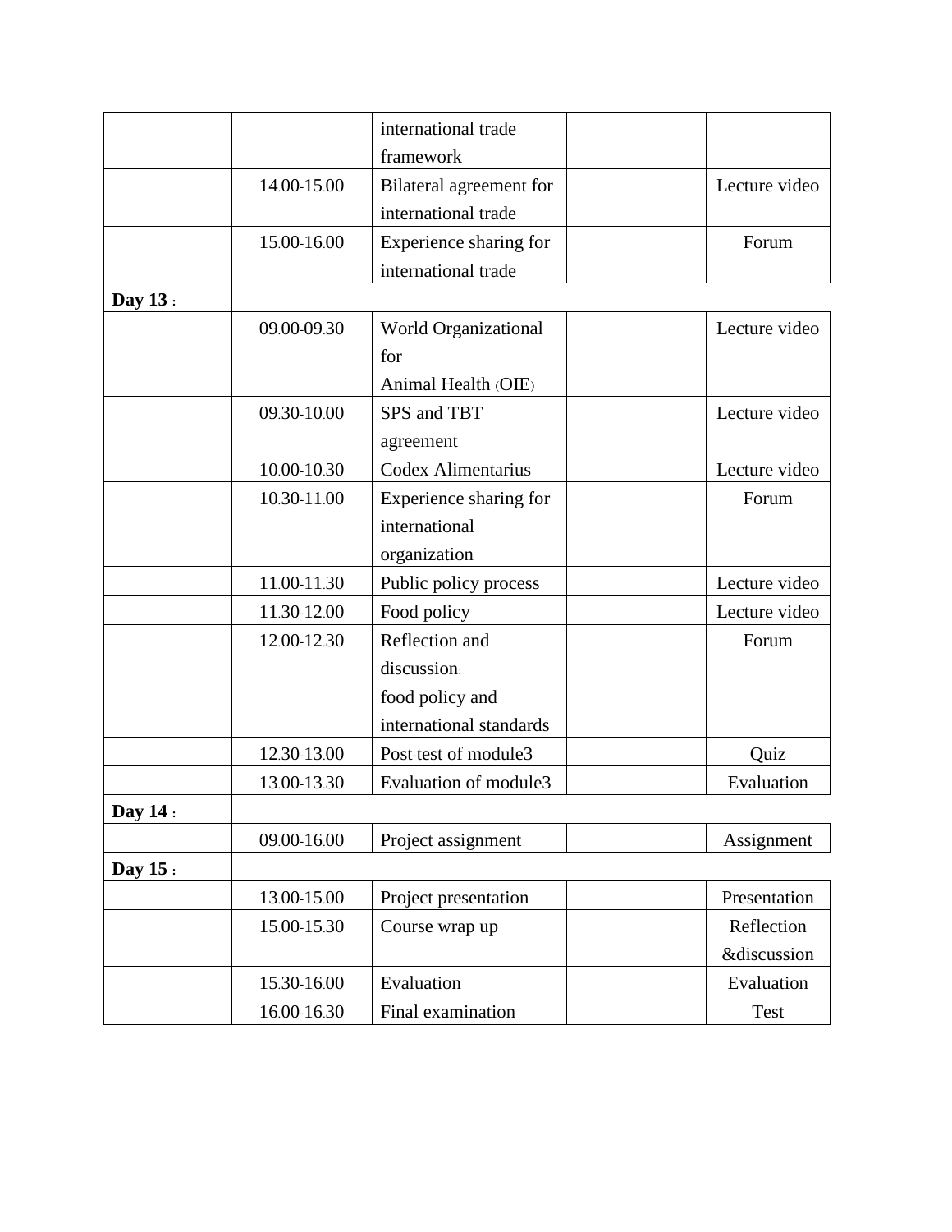| | | | | |
|---|---|---|---|---|
| | | international trade framework | | |
| | 14.00-15.00 | Bilateral agreement for international trade | | Lecture video |
| | 15.00-16.00 | Experience sharing for international trade | | Forum |
| **Day 13 :** | | | | |
| | 09.00-09.30 | World Organizational for Animal Health (OIE) | | Lecture video |
| | 09.30-10.00 | SPS and TBT agreement | | Lecture video |
| | 10.00-10.30 | Codex Alimentarius | | Lecture video |
| | 10.30-11.00 | Experience sharing for international organization | | Forum |
| | 11.00-11.30 | Public policy process | | Lecture video |
| | 11.30-12.00 | Food policy | | Lecture video |
| | 12.00-12.30 | Reflection and discussion: food policy and international standards | | Forum |
| | 12.30-13.00 | Post-test of module3 | | Quiz |
| | 13.00-13.30 | Evaluation of module3 | | Evaluation |
| **Day 14 :** | | | | |
| | 09.00-16.00 | Project assignment | | Assignment |
| **Day 15 :** | | | | |
| | 13.00-15.00 | Project presentation | | Presentation |
| | 15.00-15.30 | Course wrap up | | Reflection &discussion |
| | 15.30-16.00 | Evaluation | | Evaluation |
| | 16.00-16.30 | Final examination | | Test |